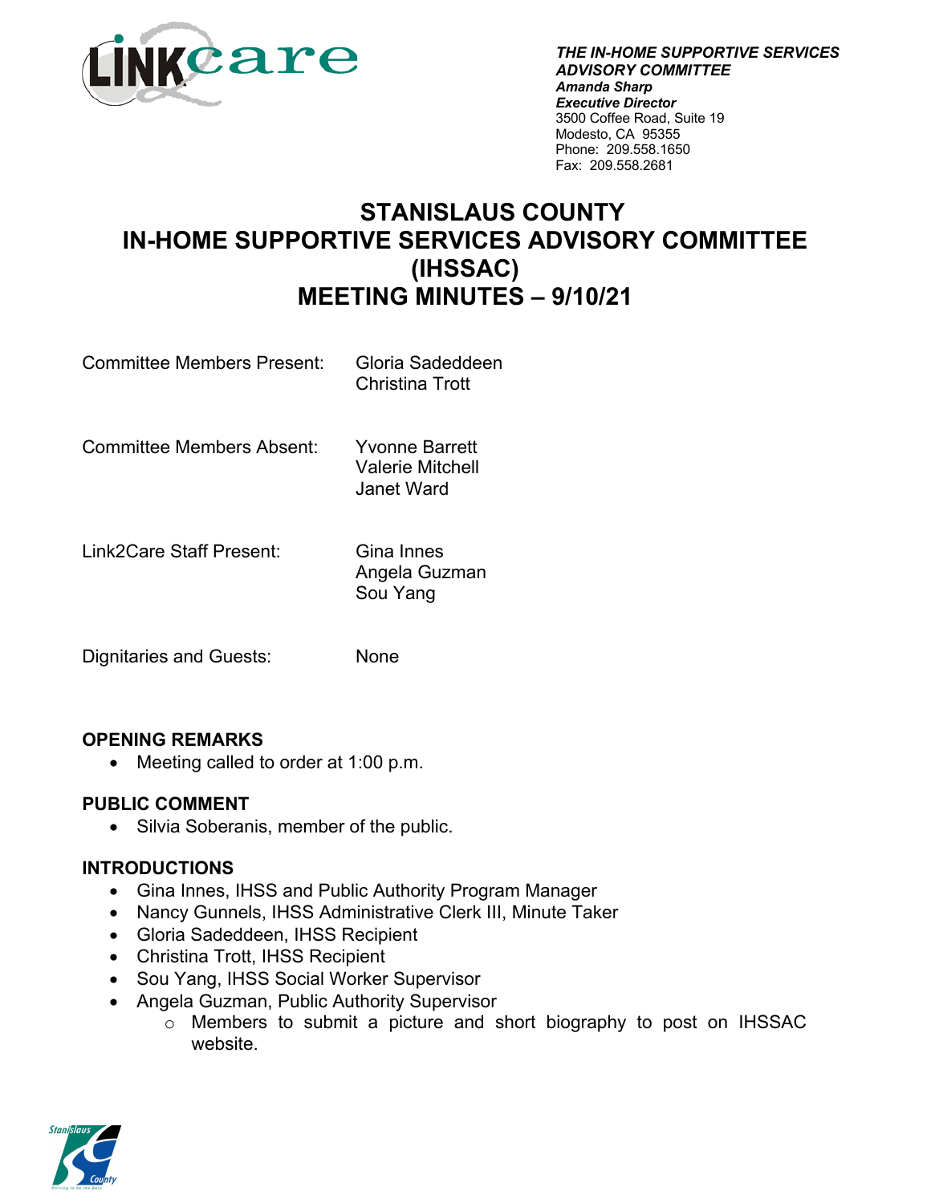THE IN-HOME SUPPORTIVE SERVICES ADVISORY COMMITTEE
***Amanda Sharp***
***Executive Director***
3500 Coffee Road, Suite 19
Modesto, CA 95355
Phone: 209.558.1650
Fax: 209.558.2681

# STANISLAUS COUNTY IN-HOME SUPPORTIVE SERVICES ADVISORY COMMITTEE (IHSSAC) MEETING MINUTES – 9/10/21

| | |
|---|---|
| Committee Members Present: | Gloria Sadeddeen<br>Christina Trott |
| Committee Members Absent: | Yvonne Barrett<br>Valerie Mitchell<br>Janet Ward |
| Link2Care Staff Present: | Gina Innes<br>Angela Guzman<br>Sou Yang |
| Dignitaries and Guests: | None |

**OPENING REMARKS**

- Meeting called to order at 1:00 p.m.

**PUBLIC COMMENT**

- Silvia Soberanis, member of the public.

**INTRODUCTIONS**

- Gina Innes, IHSS and Public Authority Program Manager
- Nancy Gunnels, IHSS Administrative Clerk III, Minute Taker
- Gloria Sadeddeen, IHSS Recipient
- Christina Trott, IHSS Recipient
- Sou Yang, IHSS Social Worker Supervisor
- Angela Guzman, Public Authority Supervisor
  - Members to submit a picture and short biography to post on IHSSAC website.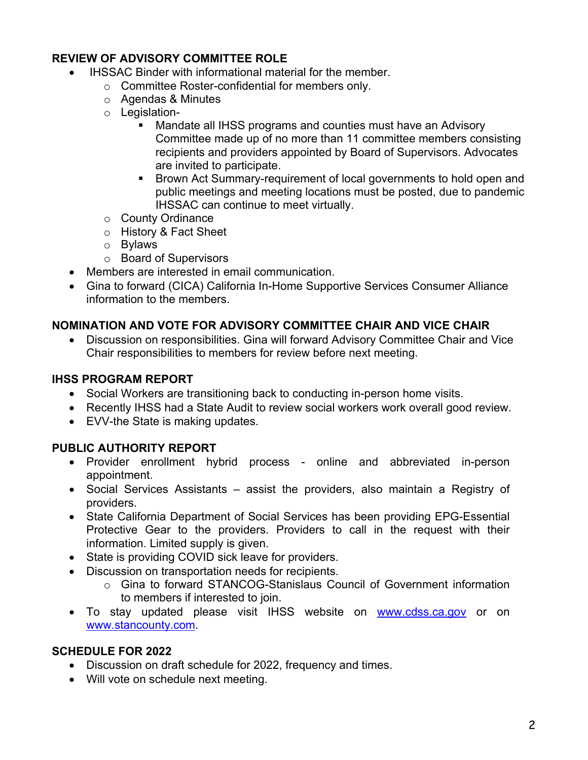**REVIEW OF ADVISORY COMMITTEE ROLE**

- IHSSAC Binder with informational material for the member.
  - Committee Roster-confidential for members only.
  - Agendas & Minutes
  - Legislation-
    - Mandate all IHSS programs and counties must have an Advisory Committee made up of no more than 11 committee members consisting recipients and providers appointed by Board of Supervisors. Advocates are invited to participate.
    - Brown Act Summary-requirement of local governments to hold open and public meetings and meeting locations must be posted, due to pandemic IHSSAC can continue to meet virtually.
  - County Ordinance
  - History & Fact Sheet
  - Bylaws
  - Board of Supervisors
- Members are interested in email communication.
- Gina to forward (CICA) California In-Home Supportive Services Consumer Alliance information to the members.

**NOMINATION AND VOTE FOR ADVISORY COMMITTEE CHAIR AND VICE CHAIR**

- Discussion on responsibilities. Gina will forward Advisory Committee Chair and Vice Chair responsibilities to members for review before next meeting.

**IHSS PROGRAM REPORT**

- Social Workers are transitioning back to conducting in-person home visits.
- Recently IHSS had a State Audit to review social workers work overall good review.
- EVV-the State is making updates.

**PUBLIC AUTHORITY REPORT**

- Provider enrollment hybrid process - online and abbreviated in-person appointment.
- Social Services Assistants – assist the providers, also maintain a Registry of providers.
- State California Department of Social Services has been providing EPG-Essential Protective Gear to the providers. Providers to call in the request with their information. Limited supply is given.
- State is providing COVID sick leave for providers.
- Discussion on transportation needs for recipients.
  - Gina to forward STANCOG-Stanislaus Council of Government information to members if interested to join.
- To stay updated please visit IHSS website on www.cdss.ca.gov or on www.stancounty.com.

**SCHEDULE FOR 2022**

- Discussion on draft schedule for 2022, frequency and times.
- Will vote on schedule next meeting.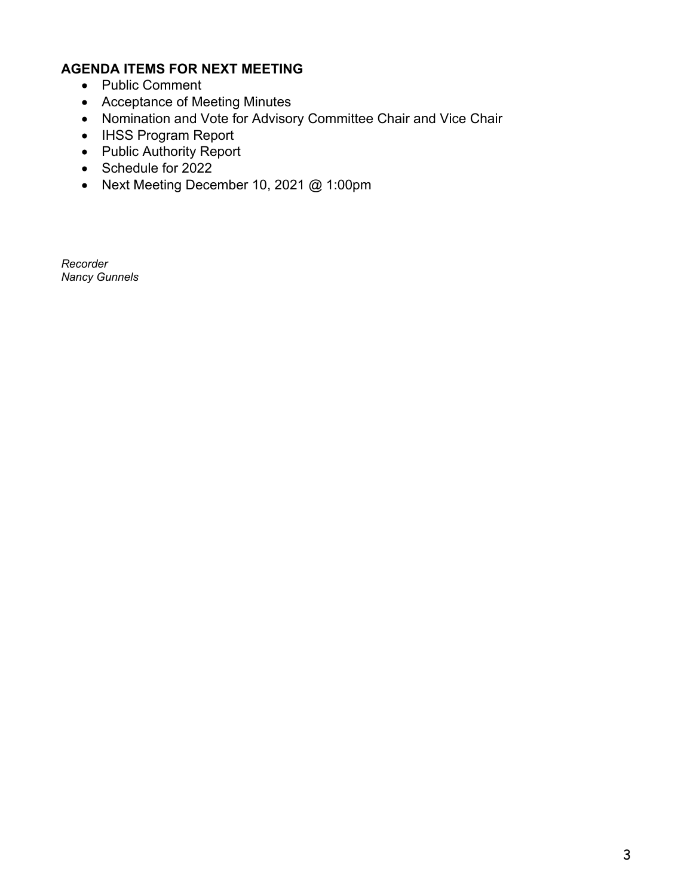**AGENDA ITEMS FOR NEXT MEETING**

- Public Comment
- Acceptance of Meeting Minutes
- Nomination and Vote for Advisory Committee Chair and Vice Chair
- IHSS Program Report
- Public Authority Report
- Schedule for 2022
- Next Meeting December 10, 2021 @ 1:00pm

*Recorder*
*Nancy Gunnels*